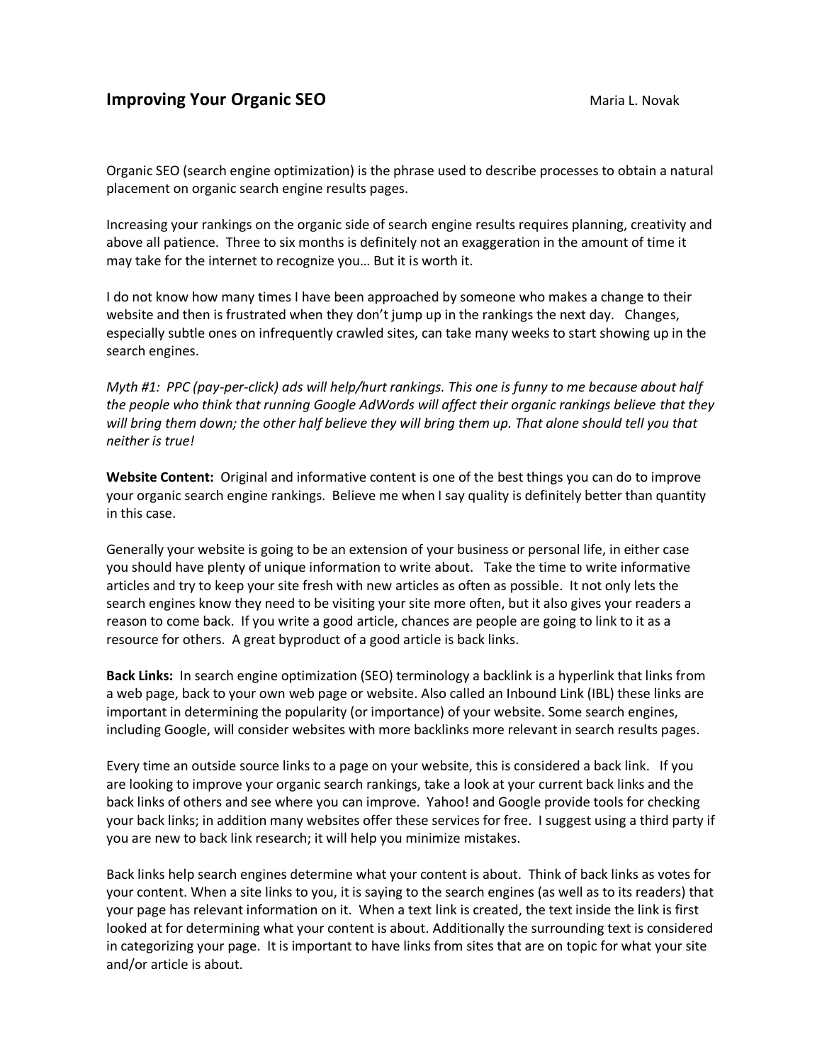# Improving Your Organic SEO

Maria L. Novak

Organic SEO (search engine optimization) is the phrase used to describe processes to obtain a natural placement on organic search engine results pages.

Increasing your rankings on the organic side of search engine results requires planning, creativity and above all patience. Three to six months is definitely not an exaggeration in the amount of time it may take for the internet to recognize you… But it is worth it.

I do not know how many times I have been approached by someone who makes a change to their website and then is frustrated when they don't jump up in the rankings the next day. Changes, especially subtle ones on infrequently crawled sites, can take many weeks to start showing up in the search engines.

*Myth #1: PPC (pay-per-click) ads will help/hurt rankings. This one is funny to me because about half the people who think that running Google AdWords will affect their organic rankings believe that they will bring them down; the other half believe they will bring them up. That alone should tell you that neither is true!*

**Website Content:** Original and informative content is one of the best things you can do to improve your organic search engine rankings. Believe me when I say quality is definitely better than quantity in this case.

Generally your website is going to be an extension of your business or personal life, in either case you should have plenty of unique information to write about. Take the time to write informative articles and try to keep your site fresh with new articles as often as possible. It not only lets the search engines know they need to be visiting your site more often, but it also gives your readers a reason to come back. If you write a good article, chances are people are going to link to it as a resource for others. A great byproduct of a good article is back links.

**Back Links:** In search engine optimization (SEO) terminology a backlink is a hyperlink that links from a web page, back to your own web page or website. Also called an Inbound Link (IBL) these links are important in determining the popularity (or importance) of your website. Some search engines, including Google, will consider websites with more backlinks more relevant in search results pages.

Every time an outside source links to a page on your website, this is considered a back link. If you are looking to improve your organic search rankings, take a look at your current back links and the back links of others and see where you can improve. Yahoo! and Google provide tools for checking your back links; in addition many websites offer these services for free. I suggest using a third party if you are new to back link research; it will help you minimize mistakes.

Back links help search engines determine what your content is about. Think of back links as votes for your content. When a site links to you, it is saying to the search engines (as well as to its readers) that your page has relevant information on it. When a text link is created, the text inside the link is first looked at for determining what your content is about. Additionally the surrounding text is considered in categorizing your page. It is important to have links from sites that are on topic for what your site and/or article is about.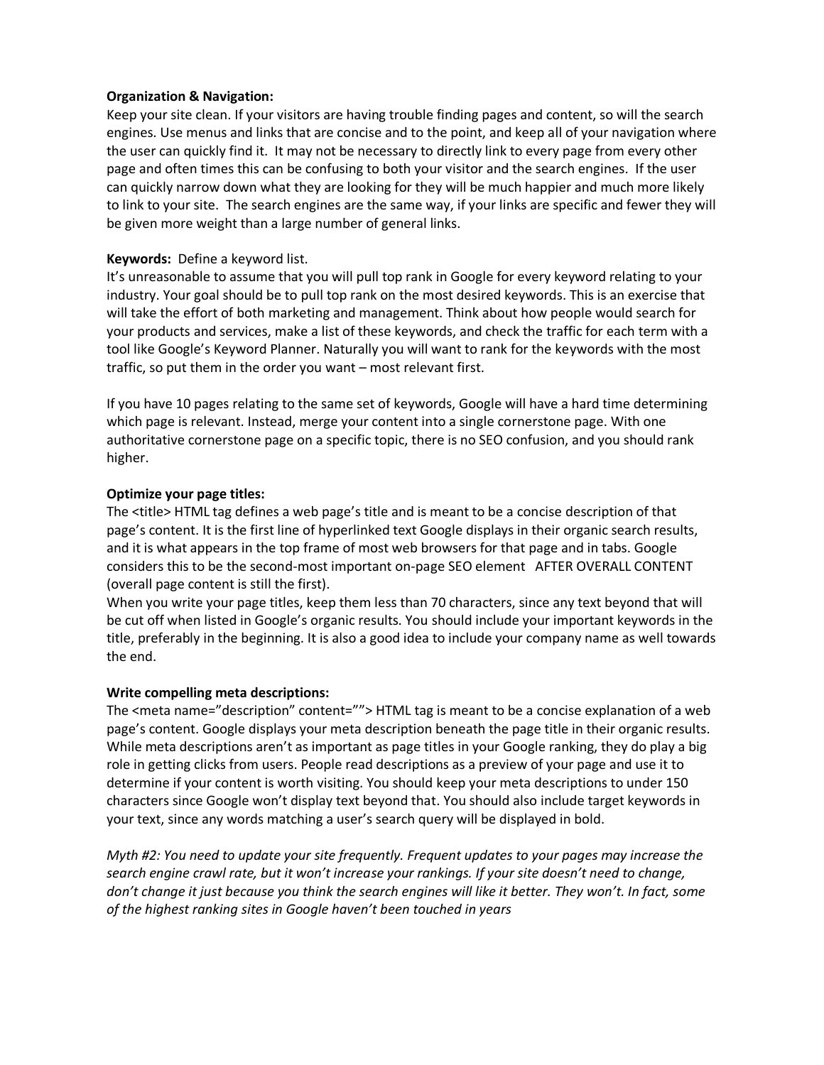**Organization & Navigation:**
Keep your site clean. If your visitors are having trouble finding pages and content, so will the search engines. Use menus and links that are concise and to the point, and keep all of your navigation where the user can quickly find it. It may not be necessary to directly link to every page from every other page and often times this can be confusing to both your visitor and the search engines. If the user can quickly narrow down what they are looking for they will be much happier and much more likely to link to your site. The search engines are the same way, if your links are specific and fewer they will be given more weight than a large number of general links.

**Keywords:** Define a keyword list.
It's unreasonable to assume that you will pull top rank in Google for every keyword relating to your industry. Your goal should be to pull top rank on the most desired keywords. This is an exercise that will take the effort of both marketing and management. Think about how people would search for your products and services, make a list of these keywords, and check the traffic for each term with a tool like Google's Keyword Planner. Naturally you will want to rank for the keywords with the most traffic, so put them in the order you want – most relevant first.

If you have 10 pages relating to the same set of keywords, Google will have a hard time determining which page is relevant. Instead, merge your content into a single cornerstone page. With one authoritative cornerstone page on a specific topic, there is no SEO confusion, and you should rank higher.

**Optimize your page titles:**
The <title> HTML tag defines a web page's title and is meant to be a concise description of that page's content. It is the first line of hyperlinked text Google displays in their organic search results, and it is what appears in the top frame of most web browsers for that page and in tabs. Google considers this to be the second-most important on-page SEO element AFTER OVERALL CONTENT (overall page content is still the first).
When you write your page titles, keep them less than 70 characters, since any text beyond that will be cut off when listed in Google's organic results. You should include your important keywords in the title, preferably in the beginning. It is also a good idea to include your company name as well towards the end.

**Write compelling meta descriptions:**
The <meta name="description" content=""> HTML tag is meant to be a concise explanation of a web page's content. Google displays your meta description beneath the page title in their organic results. While meta descriptions aren't as important as page titles in your Google ranking, they do play a big role in getting clicks from users. People read descriptions as a preview of your page and use it to determine if your content is worth visiting. You should keep your meta descriptions to under 150 characters since Google won't display text beyond that. You should also include target keywords in your text, since any words matching a user's search query will be displayed in bold.

*Myth #2: You need to update your site frequently. Frequent updates to your pages may increase the search engine crawl rate, but it won't increase your rankings. If your site doesn't need to change, don't change it just because you think the search engines will like it better. They won't. In fact, some of the highest ranking sites in Google haven't been touched in years*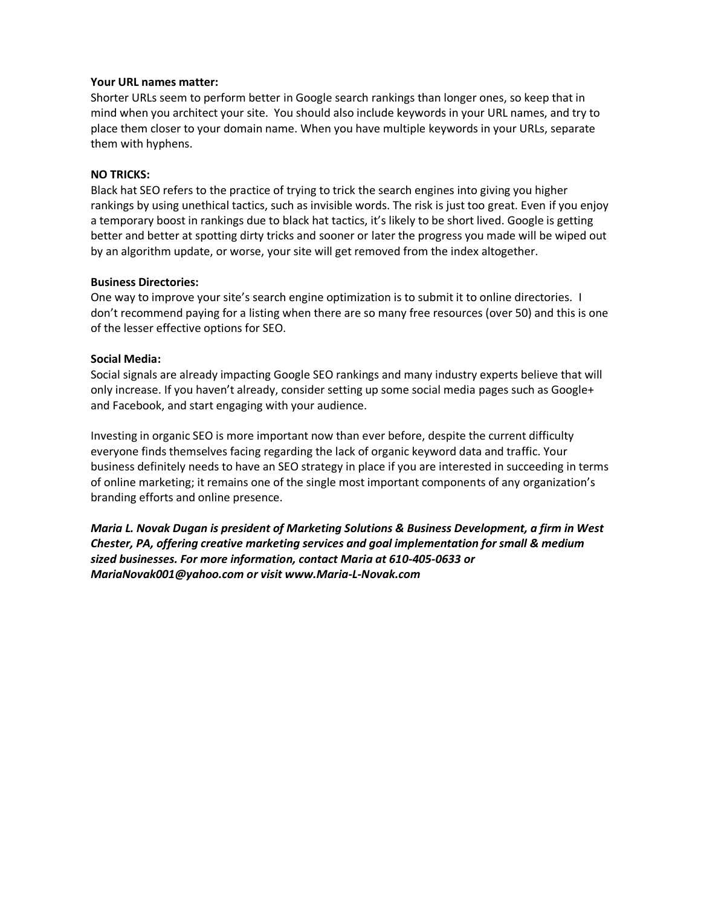**Your URL names matter:**
Shorter URLs seem to perform better in Google search rankings than longer ones, so keep that in mind when you architect your site. You should also include keywords in your URL names, and try to place them closer to your domain name. When you have multiple keywords in your URLs, separate them with hyphens.

**NO TRICKS:**
Black hat SEO refers to the practice of trying to trick the search engines into giving you higher rankings by using unethical tactics, such as invisible words. The risk is just too great. Even if you enjoy a temporary boost in rankings due to black hat tactics, it's likely to be short lived. Google is getting better and better at spotting dirty tricks and sooner or later the progress you made will be wiped out by an algorithm update, or worse, your site will get removed from the index altogether.

**Business Directories:**
One way to improve your site's search engine optimization is to submit it to online directories. I don't recommend paying for a listing when there are so many free resources (over 50) and this is one of the lesser effective options for SEO.

**Social Media:**
Social signals are already impacting Google SEO rankings and many industry experts believe that will only increase. If you haven't already, consider setting up some social media pages such as Google+ and Facebook, and start engaging with your audience.

Investing in organic SEO is more important now than ever before, despite the current difficulty everyone finds themselves facing regarding the lack of organic keyword data and traffic. Your business definitely needs to have an SEO strategy in place if you are interested in succeeding in terms of online marketing; it remains one of the single most important components of any organization's branding efforts and online presence.

***Maria L. Novak Dugan is president of Marketing Solutions & Business Development, a firm in West Chester, PA, offering creative marketing services and goal implementation for small & medium sized businesses. For more information, contact Maria at 610-405-0633 or MariaNovak001@yahoo.com or visit www.Maria-L-Novak.com***